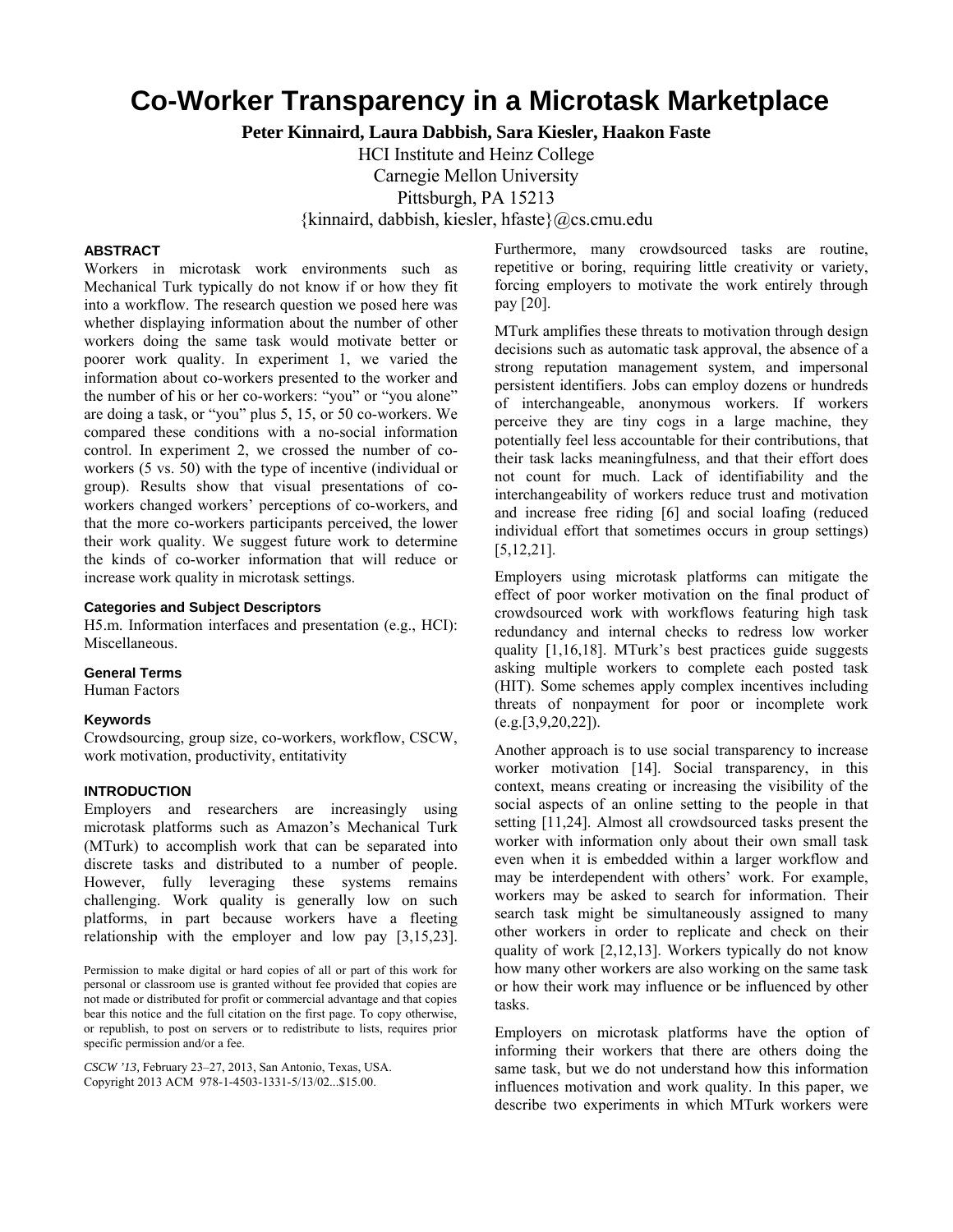# Co-Worker Transparency in a Microtask Marketplace

**Peter Kinnaird, Laura Dabbish, Sara Kiesler, Haakon Faste**

HCI Institute and Heinz College
Carnegie Mellon University
Pittsburgh, PA 15213
{kinnaird, dabbish, kiesler, hfaste}@cs.cmu.edu

## ABSTRACT

Workers in microtask work environments such as Mechanical Turk typically do not know if or how they fit into a workflow. The research question we posed here was whether displaying information about the number of other workers doing the same task would motivate better or poorer work quality. In experiment 1, we varied the information about co-workers presented to the worker and the number of his or her co-workers: "you" or "you alone" are doing a task, or "you" plus 5, 15, or 50 co-workers. We compared these conditions with a no-social information control. In experiment 2, we crossed the number of co-workers (5 vs. 50) with the type of incentive (individual or group). Results show that visual presentations of co-workers changed workers' perceptions of co-workers, and that the more co-workers participants perceived, the lower their work quality. We suggest future work to determine the kinds of co-worker information that will reduce or increase work quality in microtask settings.

### Categories and Subject Descriptors

H5.m. Information interfaces and presentation (e.g., HCI): Miscellaneous.

### General Terms

Human Factors

### Keywords

Crowdsourcing, group size, co-workers, workflow, CSCW, work motivation, productivity, entitativity

## INTRODUCTION

Employers and researchers are increasingly using microtask platforms such as Amazon's Mechanical Turk (MTurk) to accomplish work that can be separated into discrete tasks and distributed to a number of people. However, fully leveraging these systems remains challenging. Work quality is generally low on such platforms, in part because workers have a fleeting relationship with the employer and low pay [3,15,23]. Furthermore, many crowdsourced tasks are routine, repetitive or boring, requiring little creativity or variety, forcing employers to motivate the work entirely through pay [20].

MTurk amplifies these threats to motivation through design decisions such as automatic task approval, the absence of a strong reputation management system, and impersonal persistent identifiers. Jobs can employ dozens or hundreds of interchangeable, anonymous workers. If workers perceive they are tiny cogs in a large machine, they potentially feel less accountable for their contributions, that their task lacks meaningfulness, and that their effort does not count for much. Lack of identifiability and the interchangeability of workers reduce trust and motivation and increase free riding [6] and social loafing (reduced individual effort that sometimes occurs in group settings) [5,12,21].

Employers using microtask platforms can mitigate the effect of poor worker motivation on the final product of crowdsourced work with workflows featuring high task redundancy and internal checks to redress low worker quality [1,16,18]. MTurk's best practices guide suggests asking multiple workers to complete each posted task (HIT). Some schemes apply complex incentives including threats of nonpayment for poor or incomplete work (e.g.[3,9,20,22]).

Another approach is to use social transparency to increase worker motivation [14]. Social transparency, in this context, means creating or increasing the visibility of the social aspects of an online setting to the people in that setting [11,24]. Almost all crowdsourced tasks present the worker with information only about their own small task even when it is embedded within a larger workflow and may be interdependent with others' work. For example, workers may be asked to search for information. Their search task might be simultaneously assigned to many other workers in order to replicate and check on their quality of work [2,12,13]. Workers typically do not know how many other workers are also working on the same task or how their work may influence or be influenced by other tasks.

Employers on microtask platforms have the option of informing their workers that there are others doing the same task, but we do not understand how this information influences motivation and work quality. In this paper, we describe two experiments in which MTurk workers were

Permission to make digital or hard copies of all or part of this work for personal or classroom use is granted without fee provided that copies are not made or distributed for profit or commercial advantage and that copies bear this notice and the full citation on the first page. To copy otherwise, or republish, to post on servers or to redistribute to lists, requires prior specific permission and/or a fee.

*CSCW '13*, February 23–27, 2013, San Antonio, Texas, USA.
Copyright 2013 ACM 978-1-4503-1331-5/13/02...$15.00.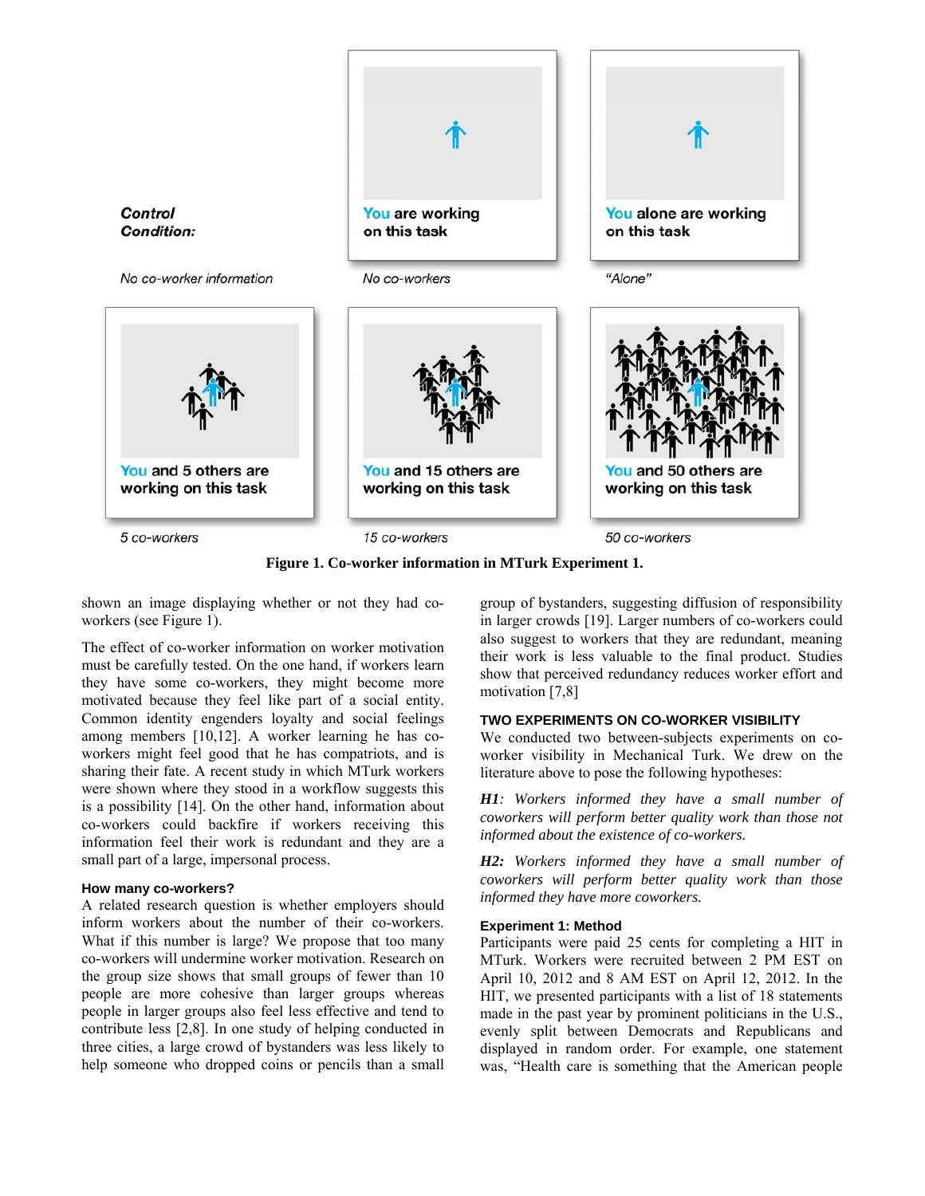Control Condition:

No co-worker information

You are working on this task

No co-workers

You alone are working on this task

"Alone"

You and 5 others are working on this task

5 co-workers

You and 15 others are working on this task

15 co-workers

You and 50 others are working on this task

50 co-workers

**Figure 1. Co-worker information in MTurk Experiment 1.**

shown an image displaying whether or not they had co-workers (see Figure 1).

The effect of co-worker information on worker motivation must be carefully tested. On the one hand, if workers learn they have some co-workers, they might become more motivated because they feel like part of a social entity. Common identity engenders loyalty and social feelings among members [10,12]. A worker learning he has co-workers might feel good that he has compatriots, and is sharing their fate. A recent study in which MTurk workers were shown where they stood in a workflow suggests this is a possibility [14]. On the other hand, information about co-workers could backfire if workers receiving this information feel their work is redundant and they are a small part of a large, impersonal process.

### How many co-workers?

A related research question is whether employers should inform workers about the number of their co-workers. What if this number is large? We propose that too many co-workers will undermine worker motivation. Research on the group size shows that small groups of fewer than 10 people are more cohesive than larger groups whereas people in larger groups also feel less effective and tend to contribute less [2,8]. In one study of helping conducted in three cities, a large crowd of bystanders was less likely to help someone who dropped coins or pencils than a small group of bystanders, suggesting diffusion of responsibility in larger crowds [19]. Larger numbers of co-workers could also suggest to workers that they are redundant, meaning their work is less valuable to the final product. Studies show that perceived redundancy reduces worker effort and motivation [7,8]

## TWO EXPERIMENTS ON CO-WORKER VISIBILITY

We conducted two between-subjects experiments on co-worker visibility in Mechanical Turk. We drew on the literature above to pose the following hypotheses:

***H1**: Workers informed they have a small number of coworkers will perform better quality work than those not informed about the existence of co-workers.*

***H2:** Workers informed they have a small number of coworkers will perform better quality work than those informed they have more coworkers.*

### Experiment 1: Method

Participants were paid 25 cents for completing a HIT in MTurk. Workers were recruited between 2 PM EST on April 10, 2012 and 8 AM EST on April 12, 2012. In the HIT, we presented participants with a list of 18 statements made in the past year by prominent politicians in the U.S., evenly split between Democrats and Republicans and displayed in random order. For example, one statement was, "Health care is something that the American people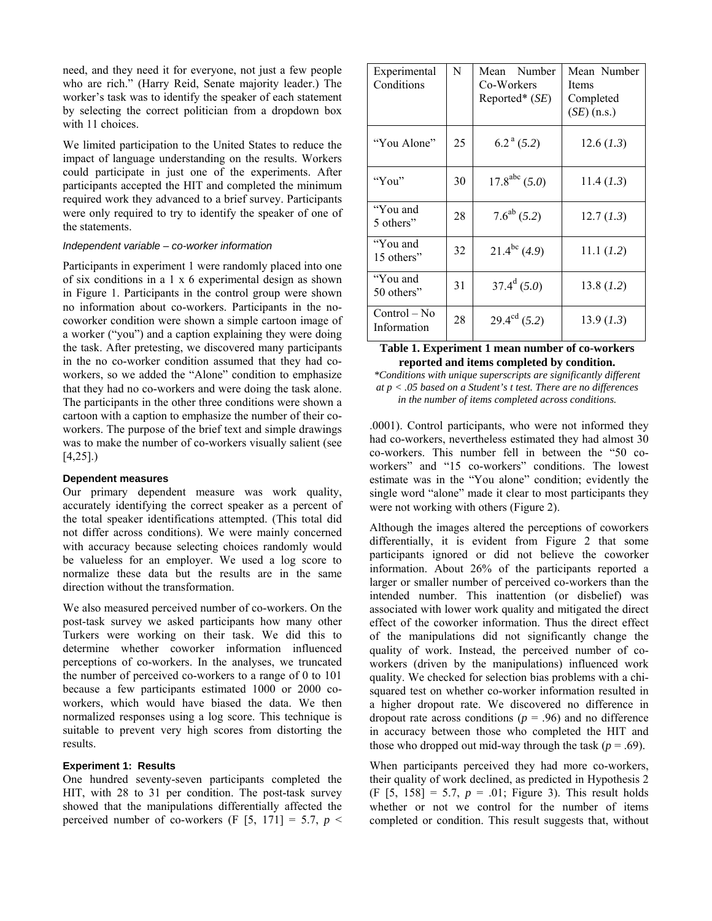need, and they need it for everyone, not just a few people who are rich." (Harry Reid, Senate majority leader.) The worker's task was to identify the speaker of each statement by selecting the correct politician from a dropdown box with 11 choices.

We limited participation to the United States to reduce the impact of language understanding on the results. Workers could participate in just one of the experiments. After participants accepted the HIT and completed the minimum required work they advanced to a brief survey. Participants were only required to try to identify the speaker of one of the statements.

#### *Independent variable – co-worker information*

Participants in experiment 1 were randomly placed into one of six conditions in a 1 x 6 experimental design as shown in Figure 1. Participants in the control group were shown no information about co-workers. Participants in the no-coworker condition were shown a simple cartoon image of a worker ("you") and a caption explaining they were doing the task. After pretesting, we discovered many participants in the no co-worker condition assumed that they had co-workers, so we added the "Alone" condition to emphasize that they had no co-workers and were doing the task alone. The participants in the other three conditions were shown a cartoon with a caption to emphasize the number of their co-workers. The purpose of the brief text and simple drawings was to make the number of co-workers visually salient (see [4,25].)

### Dependent measures

Our primary dependent measure was work quality, accurately identifying the correct speaker as a percent of the total speaker identifications attempted. (This total did not differ across conditions). We were mainly concerned with accuracy because selecting choices randomly would be valueless for an employer. We used a log score to normalize these data but the results are in the same direction without the transformation.

We also measured perceived number of co-workers. On the post-task survey we asked participants how many other Turkers were working on their task. We did this to determine whether coworker information influenced perceptions of co-workers. In the analyses, we truncated the number of perceived co-workers to a range of 0 to 101 because a few participants estimated 1000 or 2000 co-workers, which would have biased the data. We then normalized responses using a log score. This technique is suitable to prevent very high scores from distorting the results.

### Experiment 1: Results

One hundred seventy-seven participants completed the HIT, with 28 to 31 per condition. The post-task survey showed that the manipulations differentially affected the perceived number of co-workers ($F [5, 171] = 5.7$, $p < .0001$). Control participants, who were not informed they had co-workers, nevertheless estimated they had almost 30 co-workers. This number fell in between the "50 co-workers" and "15 co-workers" conditions. The lowest estimate was in the "You alone" condition; evidently the single word "alone" made it clear to most participants they were not working with others (Figure 2).

| Experimental Conditions | N | Mean Number Co-Workers Reported* (*SE*) | Mean Number Items Completed (*SE*) (n.s.) |
|---|---|---|---|
| "You Alone" | 25 | $6.2^{a}$ (*5.2*) | 12.6 (*1.3*) |
| "You" | 30 | $17.8^{abc}$ (*5.0*) | 11.4 (*1.3*) |
| "You and 5 others" | 28 | $7.6^{ab}$ (*5.2*) | 12.7 (*1.3*) |
| "You and 15 others" | 32 | $21.4^{bc}$ (*4.9*) | 11.1 (*1.2*) |
| "You and 50 others" | 31 | $37.4^{d}$ (*5.0*) | 13.8 (*1.2*) |
| Control – No Information | 28 | $29.4^{cd}$ (*5.2*) | 13.9 (*1.3*) |

**Table 1. Experiment 1 mean number of co-workers reported and items completed by condition.**

*\*Conditions with unique superscripts are significantly different at $p < .05$ based on a Student's t test. There are no differences in the number of items completed across conditions.*

Although the images altered the perceptions of coworkers differentially, it is evident from Figure 2 that some participants ignored or did not believe the coworker information. About 26% of the participants reported a larger or smaller number of perceived co-workers than the intended number. This inattention (or disbelief) was associated with lower work quality and mitigated the direct effect of the coworker information. Thus the direct effect of the manipulations did not significantly change the quality of work. Instead, the perceived number of co-workers (driven by the manipulations) influenced work quality. We checked for selection bias problems with a chi-squared test on whether co-worker information resulted in a higher dropout rate. We discovered no difference in dropout rate across conditions ($p = .96$) and no difference in accuracy between those who completed the HIT and those who dropped out mid-way through the task ($p = .69$).

When participants perceived they had more co-workers, their quality of work declined, as predicted in Hypothesis 2 ($F [5, 158] = 5.7$, $p = .01$; Figure 3). This result holds whether or not we control for the number of items completed or condition. This result suggests that, without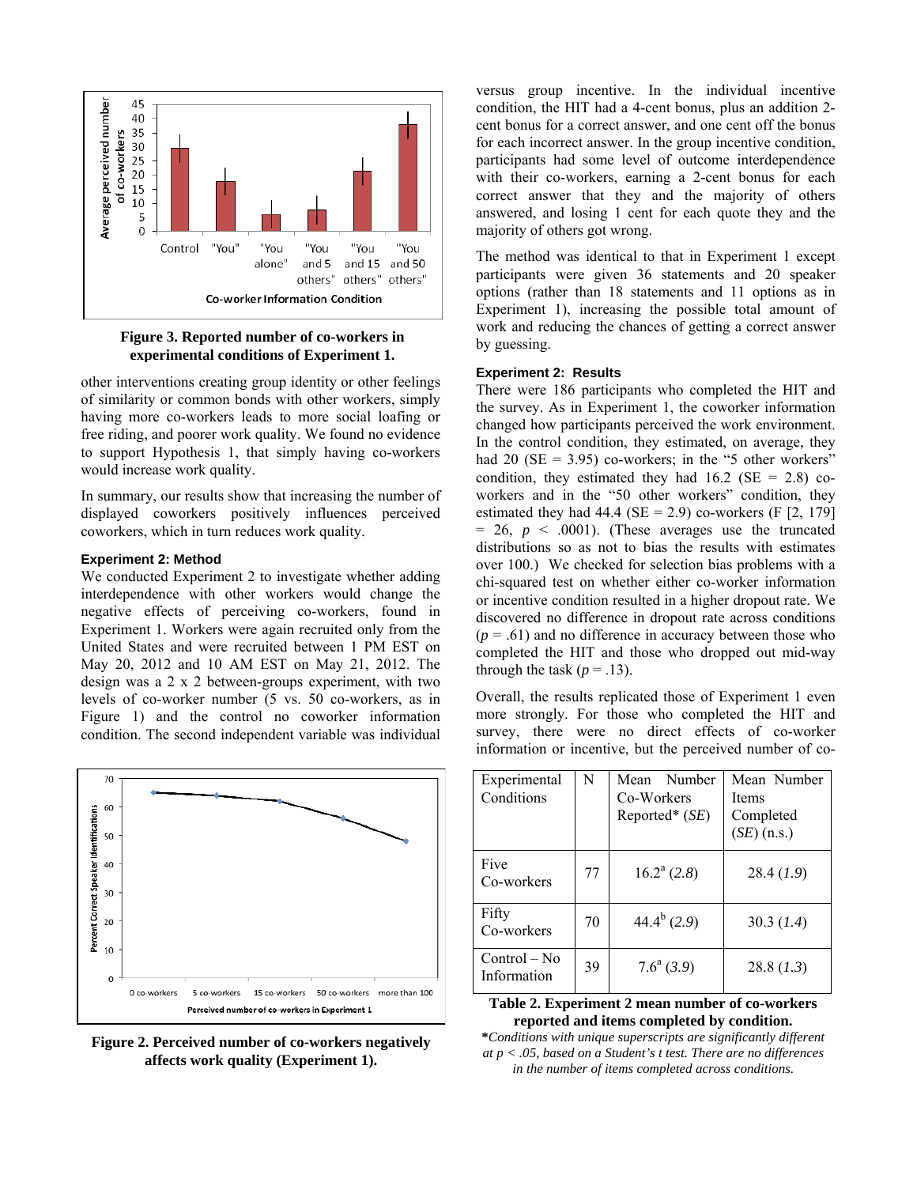**Figure 3. Reported number of co-workers in experimental conditions of Experiment 1.**

other interventions creating group identity or other feelings of similarity or common bonds with other workers, simply having more co-workers leads to more social loafing or free riding, and poorer work quality. We found no evidence to support Hypothesis 1, that simply having co-workers would increase work quality.

In summary, our results show that increasing the number of displayed coworkers positively influences perceived coworkers, which in turn reduces work quality.

#### Experiment 2: Method

We conducted Experiment 2 to investigate whether adding interdependence with other workers would change the negative effects of perceiving co-workers, found in Experiment 1. Workers were again recruited only from the United States and were recruited between 1 PM EST on May 20, 2012 and 10 AM EST on May 21, 2012. The design was a 2 x 2 between-groups experiment, with two levels of co-worker number (5 vs. 50 co-workers, as in Figure 1) and the control no coworker information condition. The second independent variable was individual versus group incentive. In the individual incentive condition, the HIT had a 4-cent bonus, plus an addition 2-cent bonus for a correct answer, and one cent off the bonus for each incorrect answer. In the group incentive condition, participants had some level of outcome interdependence with their co-workers, earning a 2-cent bonus for each correct answer that they and the majority of others answered, and losing 1 cent for each quote they and the majority of others got wrong.

The method was identical to that in Experiment 1 except participants were given 36 statements and 20 speaker options (rather than 18 statements and 11 options as in Experiment 1), increasing the possible total amount of work and reducing the chances of getting a correct answer by guessing.

**Figure 2. Perceived number of co-workers negatively affects work quality (Experiment 1).**

#### Experiment 2: Results

There were 186 participants who completed the HIT and the survey. As in Experiment 1, the coworker information changed how participants perceived the work environment. In the control condition, they estimated, on average, they had 20 (SE = 3.95) co-workers; in the "5 other workers" condition, they estimated they had 16.2 (SE = 2.8) co-workers and in the "50 other workers" condition, they estimated they had 44.4 (SE = 2.9) co-workers ($F[2, 179] = 26$, $p < .0001$). (These averages use the truncated distributions so as not to bias the results with estimates over 100.) We checked for selection bias problems with a chi-squared test on whether either co-worker information or incentive condition resulted in a higher dropout rate. We discovered no difference in dropout rate across conditions ($p = .61$) and no difference in accuracy between those who completed the HIT and those who dropped out mid-way through the task ($p = .13$).

Overall, the results replicated those of Experiment 1 even more strongly. For those who completed the HIT and survey, there were no direct effects of co-worker information or incentive, but the perceived number of co-

| Experimental Conditions | N | Mean Number Co-Workers Reported* (*SE*) | Mean Number Items Completed (*SE*) (n.s.) |
|---|---|---|---|
| Five Co-workers | 77 | $16.2^a$ (*2.8*) | 28.4 (*1.9*) |
| Fifty Co-workers | 70 | $44.4^b$ (*2.9*) | 30.3 (*1.4*) |
| Control – No Information | 39 | $7.6^a$ (*3.9*) | 28.8 (*1.3*) |

**Table 2. Experiment 2 mean number of co-workers reported and items completed by condition.**

***Conditions with unique superscripts are significantly different at p < .05, based on a Student's t test. There are no differences in the number of items completed across conditions.***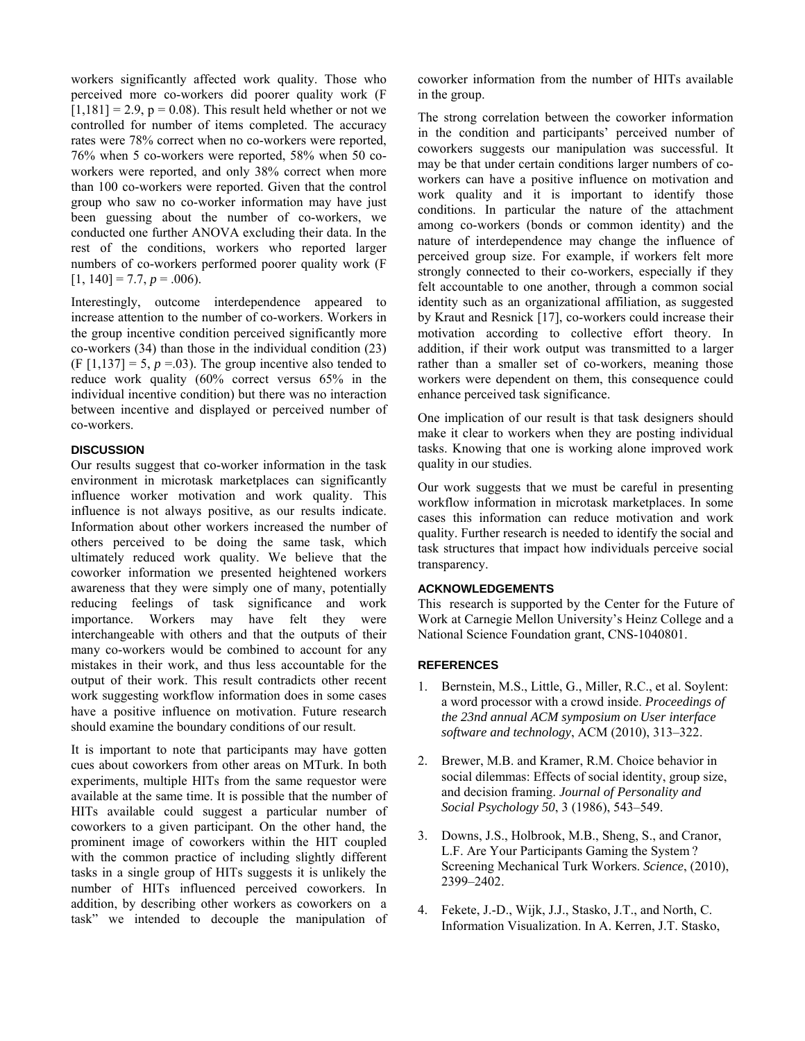workers significantly affected work quality. Those who perceived more co-workers did poorer quality work ($F [1,181] = 2.9$, $p = 0.08$). This result held whether or not we controlled for number of items completed. The accuracy rates were 78% correct when no co-workers were reported, 76% when 5 co-workers were reported, 58% when 50 co-workers were reported, and only 38% correct when more than 100 co-workers were reported. Given that the control group who saw no co-worker information may have just been guessing about the number of co-workers, we conducted one further ANOVA excluding their data. In the rest of the conditions, workers who reported larger numbers of co-workers performed poorer quality work ($F [1, 140] = 7.7$, $p = .006$).

Interestingly, outcome interdependence appeared to increase attention to the number of co-workers. Workers in the group incentive condition perceived significantly more co-workers (34) than those in the individual condition (23) ($F [1,137] = 5$, $p =.03$). The group incentive also tended to reduce work quality (60% correct versus 65% in the individual incentive condition) but there was no interaction between incentive and displayed or perceived number of co-workers.

## DISCUSSION

Our results suggest that co-worker information in the task environment in microtask marketplaces can significantly influence worker motivation and work quality. This influence is not always positive, as our results indicate. Information about other workers increased the number of others perceived to be doing the same task, which ultimately reduced work quality. We believe that the coworker information we presented heightened workers awareness that they were simply one of many, potentially reducing feelings of task significance and work importance. Workers may have felt they were interchangeable with others and that the outputs of their many co-workers would be combined to account for any mistakes in their work, and thus less accountable for the output of their work. This result contradicts other recent work suggesting workflow information does in some cases have a positive influence on motivation. Future research should examine the boundary conditions of our result.

It is important to note that participants may have gotten cues about coworkers from other areas on MTurk. In both experiments, multiple HITs from the same requestor were available at the same time. It is possible that the number of HITs available could suggest a particular number of coworkers to a given participant. On the other hand, the prominent image of coworkers within the HIT coupled with the common practice of including slightly different tasks in a single group of HITs suggests it is unlikely the number of HITs influenced perceived coworkers. In addition, by describing other workers as coworkers on a task" we intended to decouple the manipulation of coworker information from the number of HITs available in the group.

The strong correlation between the coworker information in the condition and participants' perceived number of coworkers suggests our manipulation was successful. It may be that under certain conditions larger numbers of co-workers can have a positive influence on motivation and work quality and it is important to identify those conditions. In particular the nature of the attachment among co-workers (bonds or common identity) and the nature of interdependence may change the influence of perceived group size. For example, if workers felt more strongly connected to their co-workers, especially if they felt accountable to one another, through a common social identity such as an organizational affiliation, as suggested by Kraut and Resnick [17], co-workers could increase their motivation according to collective effort theory. In addition, if their work output was transmitted to a larger rather than a smaller set of co-workers, meaning those workers were dependent on them, this consequence could enhance perceived task significance.

One implication of our result is that task designers should make it clear to workers when they are posting individual tasks. Knowing that one is working alone improved work quality in our studies.

Our work suggests that we must be careful in presenting workflow information in microtask marketplaces. In some cases this information can reduce motivation and work quality. Further research is needed to identify the social and task structures that impact how individuals perceive social transparency.

## ACKNOWLEDGEMENTS

This research is supported by the Center for the Future of Work at Carnegie Mellon University's Heinz College and a National Science Foundation grant, CNS-1040801.

## REFERENCES

1. Bernstein, M.S., Little, G., Miller, R.C., et al. Soylent: a word processor with a crowd inside. *Proceedings of the 23nd annual ACM symposium on User interface software and technology*, ACM (2010), 313–322.

2. Brewer, M.B. and Kramer, R.M. Choice behavior in social dilemmas: Effects of social identity, group size, and decision framing. *Journal of Personality and Social Psychology 50*, 3 (1986), 543–549.

3. Downs, J.S., Holbrook, M.B., Sheng, S., and Cranor, L.F. Are Your Participants Gaming the System ? Screening Mechanical Turk Workers. *Science*, (2010), 2399–2402.

4. Fekete, J.-D., Wijk, J.J., Stasko, J.T., and North, C. Information Visualization. In A. Kerren, J.T. Stasko,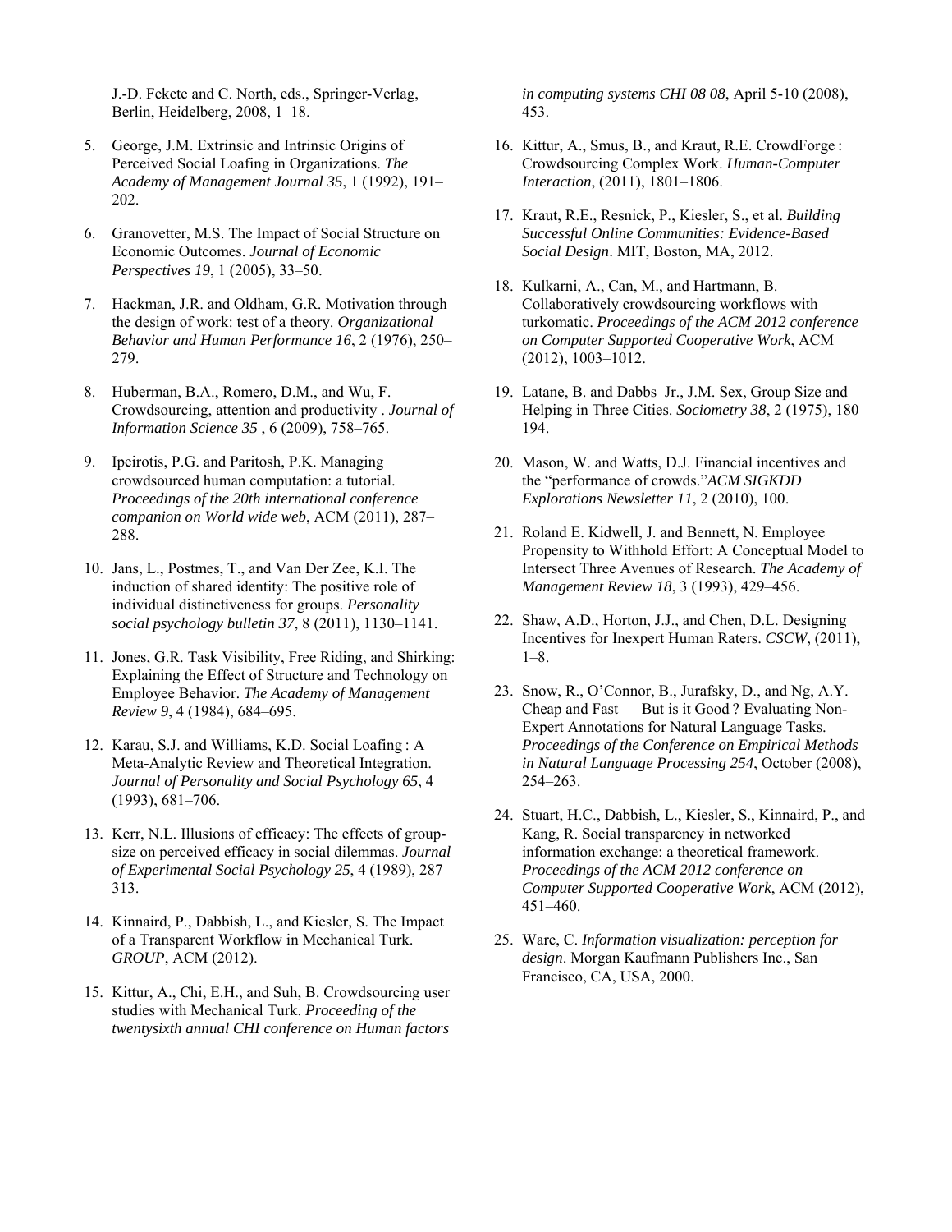J.-D. Fekete and C. North, eds., Springer-Verlag, Berlin, Heidelberg, 2008, 1–18.

5. George, J.M. Extrinsic and Intrinsic Origins of Perceived Social Loafing in Organizations. *The Academy of Management Journal 35*, 1 (1992), 191–202.

6. Granovetter, M.S. The Impact of Social Structure on Economic Outcomes. *Journal of Economic Perspectives 19*, 1 (2005), 33–50.

7. Hackman, J.R. and Oldham, G.R. Motivation through the design of work: test of a theory. *Organizational Behavior and Human Performance 16*, 2 (1976), 250–279.

8. Huberman, B.A., Romero, D.M., and Wu, F. Crowdsourcing, attention and productivity . *Journal of Information Science 35* , 6 (2009), 758–765.

9. Ipeirotis, P.G. and Paritosh, P.K. Managing crowdsourced human computation: a tutorial. *Proceedings of the 20th international conference companion on World wide web*, ACM (2011), 287–288.

10. Jans, L., Postmes, T., and Van Der Zee, K.I. The induction of shared identity: The positive role of individual distinctiveness for groups. *Personality social psychology bulletin 37*, 8 (2011), 1130–1141.

11. Jones, G.R. Task Visibility, Free Riding, and Shirking: Explaining the Effect of Structure and Technology on Employee Behavior. *The Academy of Management Review 9*, 4 (1984), 684–695.

12. Karau, S.J. and Williams, K.D. Social Loafing : A Meta-Analytic Review and Theoretical Integration. *Journal of Personality and Social Psychology 65*, 4 (1993), 681–706.

13. Kerr, N.L. Illusions of efficacy: The effects of group-size on perceived efficacy in social dilemmas. *Journal of Experimental Social Psychology 25*, 4 (1989), 287–313.

14. Kinnaird, P., Dabbish, L., and Kiesler, S. The Impact of a Transparent Workflow in Mechanical Turk. *GROUP*, ACM (2012).

15. Kittur, A., Chi, E.H., and Suh, B. Crowdsourcing user studies with Mechanical Turk. *Proceeding of the twentysixth annual CHI conference on Human factors in computing systems CHI 08 08*, April 5-10 (2008), 453.

16. Kittur, A., Smus, B., and Kraut, R.E. CrowdForge : Crowdsourcing Complex Work. *Human-Computer Interaction*, (2011), 1801–1806.

17. Kraut, R.E., Resnick, P., Kiesler, S., et al. *Building Successful Online Communities: Evidence-Based Social Design*. MIT, Boston, MA, 2012.

18. Kulkarni, A., Can, M., and Hartmann, B. Collaboratively crowdsourcing workflows with turkomatic. *Proceedings of the ACM 2012 conference on Computer Supported Cooperative Work*, ACM (2012), 1003–1012.

19. Latane, B. and Dabbs Jr., J.M. Sex, Group Size and Helping in Three Cities. *Sociometry 38*, 2 (1975), 180–194.

20. Mason, W. and Watts, D.J. Financial incentives and the "performance of crowds."*ACM SIGKDD Explorations Newsletter 11*, 2 (2010), 100.

21. Roland E. Kidwell, J. and Bennett, N. Employee Propensity to Withhold Effort: A Conceptual Model to Intersect Three Avenues of Research. *The Academy of Management Review 18*, 3 (1993), 429–456.

22. Shaw, A.D., Horton, J.J., and Chen, D.L. Designing Incentives for Inexpert Human Raters. *CSCW*, (2011), 1–8.

23. Snow, R., O'Connor, B., Jurafsky, D., and Ng, A.Y. Cheap and Fast — But is it Good ? Evaluating Non-Expert Annotations for Natural Language Tasks. *Proceedings of the Conference on Empirical Methods in Natural Language Processing 254*, October (2008), 254–263.

24. Stuart, H.C., Dabbish, L., Kiesler, S., Kinnaird, P., and Kang, R. Social transparency in networked information exchange: a theoretical framework. *Proceedings of the ACM 2012 conference on Computer Supported Cooperative Work*, ACM (2012), 451–460.

25. Ware, C. *Information visualization: perception for design*. Morgan Kaufmann Publishers Inc., San Francisco, CA, USA, 2000.